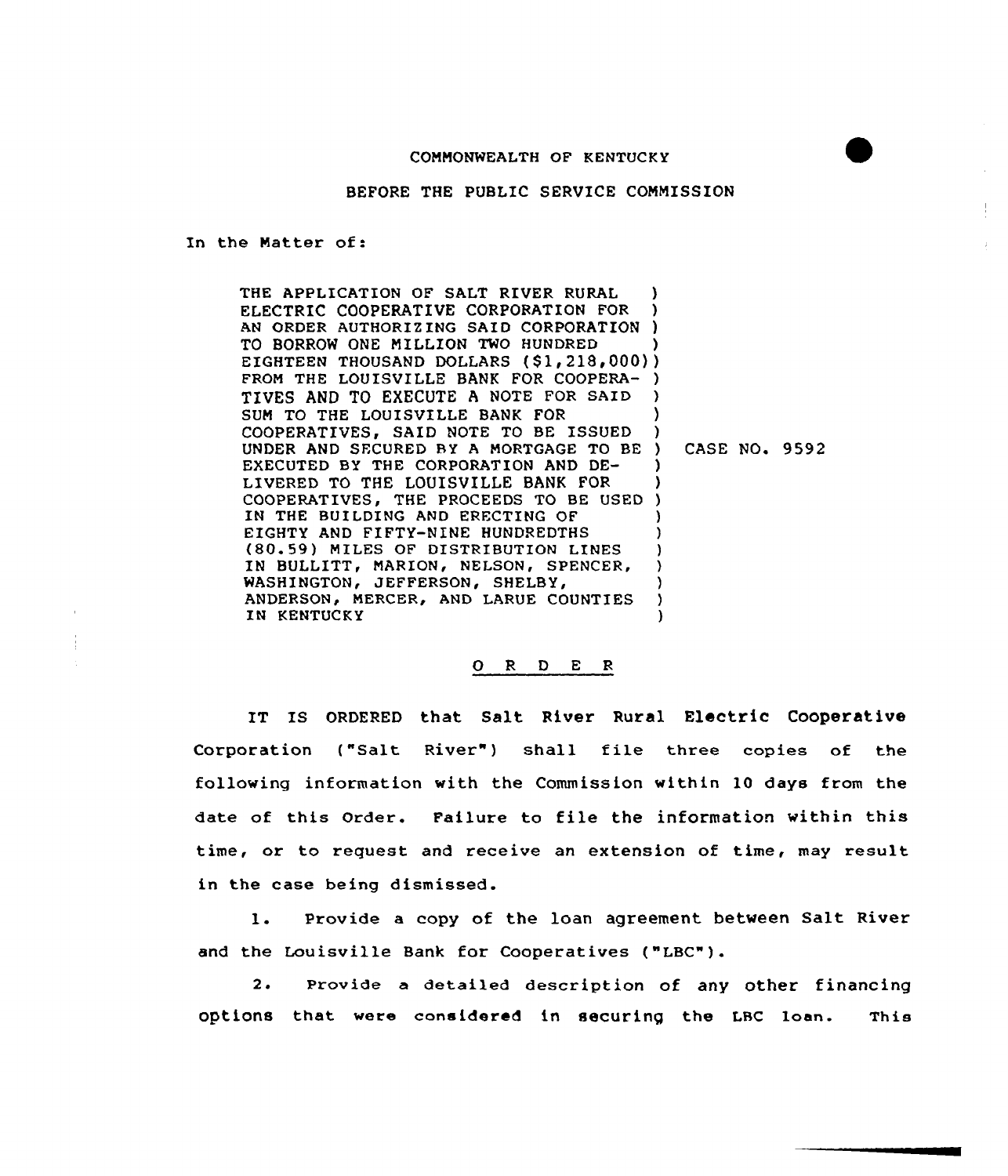COMMONWEALTH OF KENTUCKY

BEFORE THE PUBLIC SERVICE COMMISSION

In the Matter of:

THE APPLICATION OF SALT RIVER RURAL ELECTRIC COOPERATIVE CORPORATION FOR AN ORDER AUTHORIZING SAID CORPORATION TO BORROW ONE MILLION TWO HUNDRED EIGHTEEN THOUSAND DOLLARS ($1,218,000) FROM THE LOUISVILLE BANK FOR COOPERATIVES AND TO EXECUTE A NOTE FOR SAID SUM TO THE LOUISVILLE BANK FOR COOPERATIVES, SAID NOTE TO BE ISSUED UNDER AND SECURED BY A MORTGAGE TO BE EXECUTED BY THE CORPORATION AND DELIVERED TO THE LOUISVILLE BANK FOR COOPERATIVES, THE PROCEEDS TO BE USED IN THE BUILDING AND ERECTING OF EIGHTY AND FIFTY-NINE HUNDREDTHS (80.59) MILES OF DISTRIBUTION LINES IN BULLITT, MARION, NELSON, SPENCER, WASHINGTON, JEFFERSON, SHELBY, ANDERSON, MERCER, AND LARUE COUNTIES IN KENTUCKY

CASE NO. 9592

O R D E R

IT IS ORDERED that Salt River Rural Electric Cooperative Corporation ("Salt River") shall file three copies of the following information with the Commission within 10 days from the date of this Order. Failure to file the information within this time, or to request and receive an extension of time, may result in the case being dismissed.

1. Provide a copy of the loan agreement between Salt River and the Louisville Bank for Cooperatives ("LBC").

2. Provide a detailed description of any other financing options that were considered in securing the LBC loan. This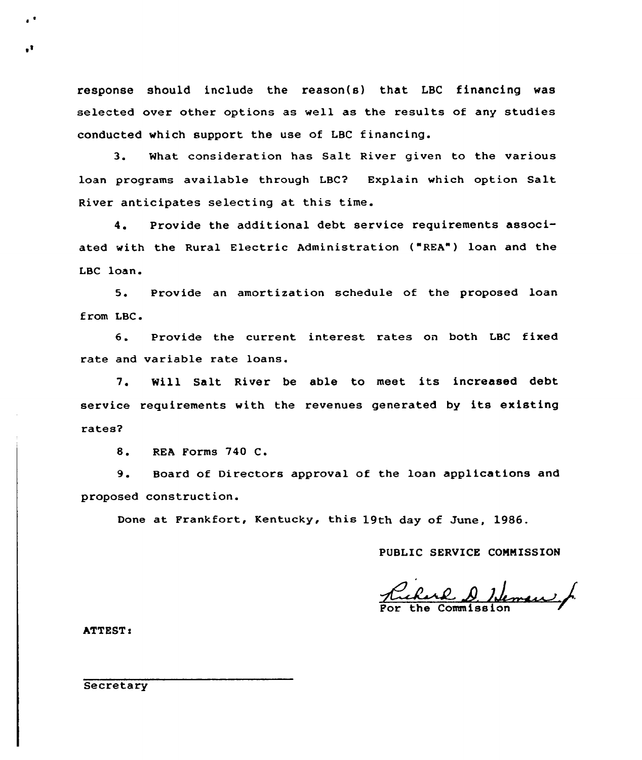response should include the reason(s) that LBC financing was selected over other options as well as the results of any studies conducted which support the use of LBC financing.

3. What consideration has Salt River given to the various loan programs available through LBC? Explain which option Salt River anticipates selecting at this time.

4. Provide the additional debt service requirements associated with the Rural Electric Administration ("REA") loan and the LBC loan.

5. Provide an amortization schedule of the proposed loan from LBC.

6. Provide the current interest rates on both LBC fixed rate and variable rate loans.

7. Will Salt River be able to meet its increased debt service requirements with the revenues generated by its existing rates?

8. REA Forms 740 C.

9. Board of Directors approval of the loan applications and proposed construction.

Done at Frankfort, Kentucky, this 19th day of June, 1986.

PUBLIC SERVICE COMMISSION

Richard D. Heman Jr.
For the Commission

ATTEST:

Secretary